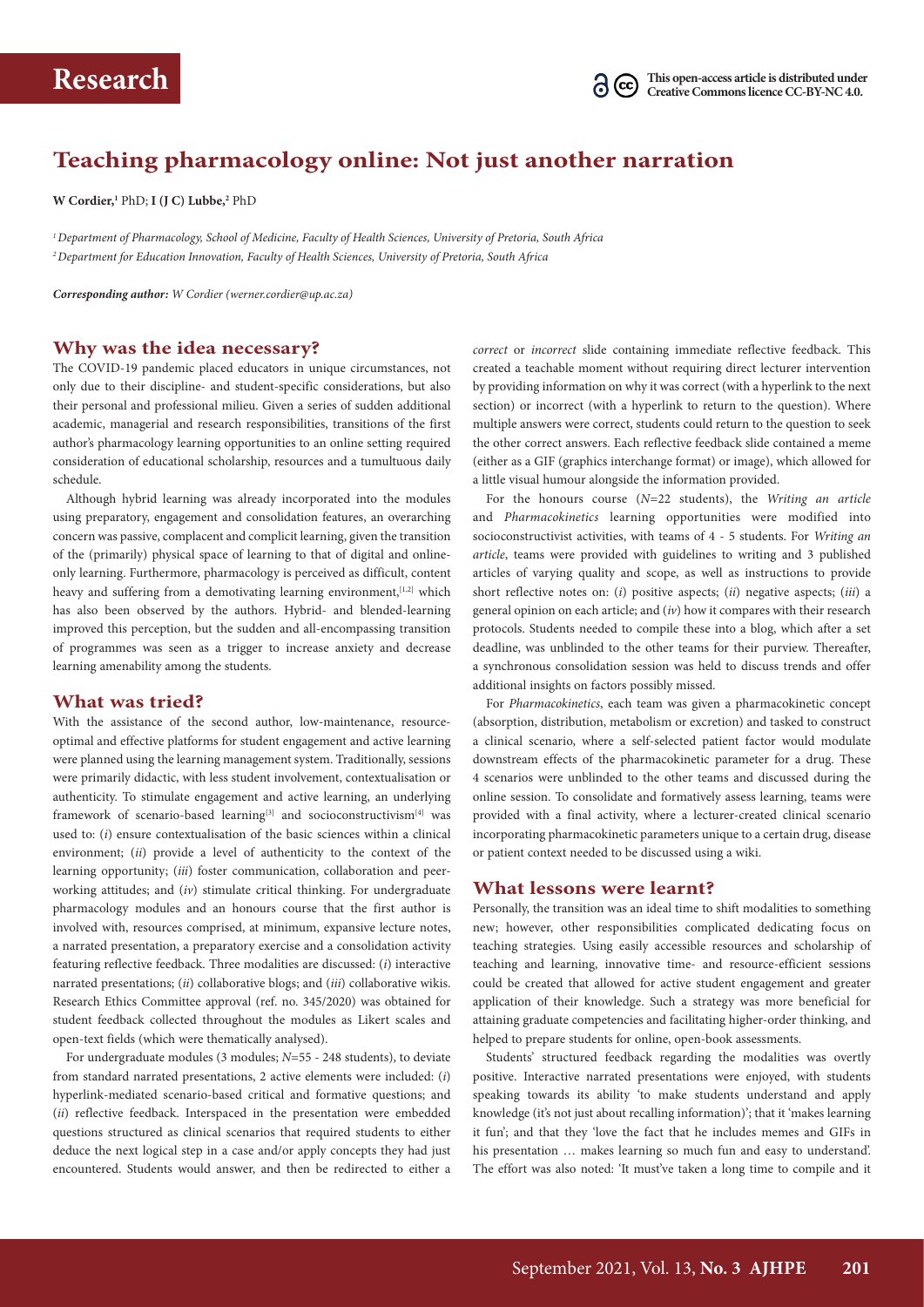# Teaching pharmacology online: Not just another narration

**W Cordier,**[1] PhD; **I (J C) Lubbe,**[2] PhD

[1] *Department of Pharmacology, School of Medicine, Faculty of Health Sciences, University of Pretoria, South Africa*
[2] *Department for Education Innovation, Faculty of Health Sciences, University of Pretoria, South Africa*

***Corresponding author:*** *W Cordier (werner.cordier@up.ac.za)*

This open-access article is distributed under Creative Commons licence CC-BY-NC 4.0.

## Why was the idea necessary?

The COVID-19 pandemic placed educators in unique circumstances, not only due to their discipline- and student-specific considerations, but also their personal and professional milieu. Given a series of sudden additional academic, managerial and research responsibilities, transitions of the first author's pharmacology learning opportunities to an online setting required consideration of educational scholarship, resources and a tumultuous daily schedule.

Although hybrid learning was already incorporated into the modules using preparatory, engagement and consolidation features, an overarching concern was passive, complacent and complicit learning, given the transition of the (primarily) physical space of learning to that of digital and online-only learning. Furthermore, pharmacology is perceived as difficult, content heavy and suffering from a demotivating learning environment,[1,2] which has also been observed by the authors. Hybrid- and blended-learning improved this perception, but the sudden and all-encompassing transition of programmes was seen as a trigger to increase anxiety and decrease learning amenability among the students.

## What was tried?

With the assistance of the second author, low-maintenance, resource-optimal and effective platforms for student engagement and active learning were planned using the learning management system. Traditionally, sessions were primarily didactic, with less student involvement, contextualisation or authenticity. To stimulate engagement and active learning, an underlying framework of scenario-based learning[3] and socioconstructivism[4] was used to: (*i*) ensure contextualisation of the basic sciences within a clinical environment; (*ii*) provide a level of authenticity to the context of the learning opportunity; (*iii*) foster communication, collaboration and peer-working attitudes; and (*iv*) stimulate critical thinking. For undergraduate pharmacology modules and an honours course that the first author is involved with, resources comprised, at minimum, expansive lecture notes, a narrated presentation, a preparatory exercise and a consolidation activity featuring reflective feedback. Three modalities are discussed: (*i*) interactive narrated presentations; (*ii*) collaborative blogs; and (*iii*) collaborative wikis. Research Ethics Committee approval (ref. no. 345/2020) was obtained for student feedback collected throughout the modules as Likert scales and open-text fields (which were thematically analysed).

For undergraduate modules (3 modules; *N*=55 - 248 students), to deviate from standard narrated presentations, 2 active elements were included: (*i*) hyperlink-mediated scenario-based critical and formative questions; and (*ii*) reflective feedback. Interspaced in the presentation were embedded questions structured as clinical scenarios that required students to either deduce the next logical step in a case and/or apply concepts they had just encountered. Students would answer, and then be redirected to either a *correct* or *incorrect* slide containing immediate reflective feedback. This created a teachable moment without requiring direct lecturer intervention by providing information on why it was correct (with a hyperlink to the next section) or incorrect (with a hyperlink to return to the question). Where multiple answers were correct, students could return to the question to seek the other correct answers. Each reflective feedback slide contained a meme (either as a GIF (graphics interchange format) or image), which allowed for a little visual humour alongside the information provided.

For the honours course (*N*=22 students), the *Writing an article* and *Pharmacokinetics* learning opportunities were modified into socioconstructivist activities, with teams of 4 - 5 students. For *Writing an article*, teams were provided with guidelines to writing and 3 published articles of varying quality and scope, as well as instructions to provide short reflective notes on: (*i*) positive aspects; (*ii*) negative aspects; (*iii*) a general opinion on each article; and (*iv*) how it compares with their research protocols. Students needed to compile these into a blog, which after a set deadline, was unblinded to the other teams for their purview. Thereafter, a synchronous consolidation session was held to discuss trends and offer additional insights on factors possibly missed.

For *Pharmacokinetics*, each team was given a pharmacokinetic concept (absorption, distribution, metabolism or excretion) and tasked to construct a clinical scenario, where a self-selected patient factor would modulate downstream effects of the pharmacokinetic parameter for a drug. These 4 scenarios were unblinded to the other teams and discussed during the online session. To consolidate and formatively assess learning, teams were provided with a final activity, where a lecturer-created clinical scenario incorporating pharmacokinetic parameters unique to a certain drug, disease or patient context needed to be discussed using a wiki.

## What lessons were learnt?

Personally, the transition was an ideal time to shift modalities to something new; however, other responsibilities complicated dedicating focus on teaching strategies. Using easily accessible resources and scholarship of teaching and learning, innovative time- and resource-efficient sessions could be created that allowed for active student engagement and greater application of their knowledge. Such a strategy was more beneficial for attaining graduate competencies and facilitating higher-order thinking, and helped to prepare students for online, open-book assessments.

Students' structured feedback regarding the modalities was overtly positive. Interactive narrated presentations were enjoyed, with students speaking towards its ability 'to make students understand and apply knowledge (it's not just about recalling information)'; that it 'makes learning it fun'; and that they 'love the fact that he includes memes and GIFs in his presentation … makes learning so much fun and easy to understand'. The effort was also noted: 'It must've taken a long time to compile and it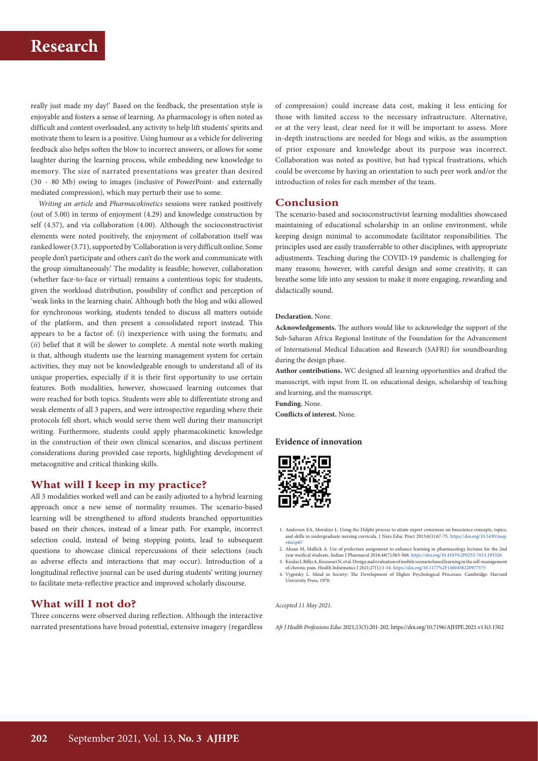really just made my day!' Based on the feedback, the presentation style is enjoyable and fosters a sense of learning. As pharmacology is often noted as difficult and content overloaded, any activity to help lift students' spirits and motivate them to learn is a positive. Using humour as a vehicle for delivering feedback also helps soften the blow to incorrect answers, or allows for some laughter during the learning process, while embedding new knowledge to memory. The size of narrated presentations was greater than desired (30 - 80 Mb) owing to images (inclusive of PowerPoint- and externally mediated compression), which may perturb their use to some.

*Writing an article* and *Pharmacokinetics* sessions were ranked positively (out of 5.00) in terms of enjoyment (4.29) and knowledge construction by self (4.57), and via collaboration (4.00). Although the socioconstructivist elements were noted positively, the enjoyment of collaboration itself was ranked lower (3.71), supported by 'Collaboration is very difficult online. Some people don't participate and others can't do the work and communicate with the group simultaneously.' The modality is feasible; however, collaboration (whether face-to-face or virtual) remains a contentious topic for students, given the workload distribution, possibility of conflict and perception of 'weak links in the learning chain'. Although both the blog and wiki allowed for synchronous working, students tended to discuss all matters outside of the platform, and then present a consolidated report instead. This appears to be a factor of: (*i*) inexperience with using the formats; and (*ii*) belief that it will be slower to complete. A mental note worth making is that, although students use the learning management system for certain activities, they may not be knowledgeable enough to understand all of its unique properties, especially if it is their first opportunity to use certain features. Both modalities, however, showcased learning outcomes that were reached for both topics. Students were able to differentiate strong and weak elements of all 3 papers, and were introspective regarding where their protocols fell short, which would serve them well during their manuscript writing. Furthermore, students could apply pharmacokinetic knowledge in the construction of their own clinical scenarios, and discuss pertinent considerations during provided case reports, highlighting development of metacognitive and critical thinking skills.

## What will I keep in my practice?

All 3 modalities worked well and can be easily adjusted to a hybrid learning approach once a new sense of normality resumes. The scenario-based learning will be strengthened to afford students branched opportunities based on their choices, instead of a linear path. For example, incorrect selection could, instead of being stopping points, lead to subsequent questions to showcase clinical repercussions of their selections (such as adverse effects and interactions that may occur). Introduction of a longitudinal reflective journal can be used during students' writing journey to facilitate meta-reflective practice and improved scholarly discourse.

## What will I not do?

Three concerns were observed during reflection. Although the interactive narrated presentations have broad potential, extensive imagery (regardless of compression) could increase data cost, making it less enticing for those with limited access to the necessary infrastructure. Alternative, or at the very least, clear need for it will be important to assess. More in-depth instructions are needed for blogs and wikis, as the assumption of prior exposure and knowledge about its purpose was incorrect. Collaboration was noted as positive, but had typical frustrations, which could be overcome by having an orientation to such peer work and/or the introduction of roles for each member of the team.

## Conclusion

The scenario-based and socioconstructivist learning modalities showcased maintaining of educational scholarship in an online environment, while keeping design minimal to accommodate facilitator responsibilities. The principles used are easily transferrable to other disciplines, with appropriate adjustments. Teaching during the COVID-19 pandemic is challenging for many reasons; however, with careful design and some creativity, it can breathe some life into any session to make it more engaging, rewarding and didactically sound.

**Declaration.** None.

**Acknowledgements.** The authors would like to acknowledge the support of the Sub-Saharan Africa Regional Institute of the Foundation for the Advancement of International Medical Education and Research (SAFRI) for soundboarding during the design phase.

**Author contributions.** WC designed all learning opportunities and drafted the manuscript, with input from IL on educational design, scholarship of teaching and learning, and the manuscript.

**Funding.** None.

**Conflicts of interest.** None.

**Evidence of innovation**

1. Andersen EA, Moralejo L. Using the Delphi process to attain expert consensus on bioscience concepts, topics, and skills in undergraduate nursing curricula. J Nurs Educ Pract 2015;6(1):67-75. https://doi.org/10.5430/jnep.v6n1p67
2. Ahsan M, Mallick A. Use of prelecture assignment to enhance learning in pharmacology lectures for the 2nd year medical students. Indian J Pharmacol 2016;48(7):S65-S68. https://doi.org/10.4103%2F0253-7613.193326
3. Koulas I, Billis A, Kousouri N, et al. Design and evaluation of mobile scenario based learning in the self-management of chronic pain. Health Informatics J 2021;27(1):1-14. https://doi.org/10.1177%2F1460458220977575
4. Vygotsky L. Mind in Society: The Development of Higher Psychological Processes. Cambridge: Harvard University Press, 1978.

*Accepted 11 May 2021.*

*Afr J Health Professions Educ* 2021;13(3):201-202. https://doi.org/10.7196/AJHPE.2021.v13i3.1502